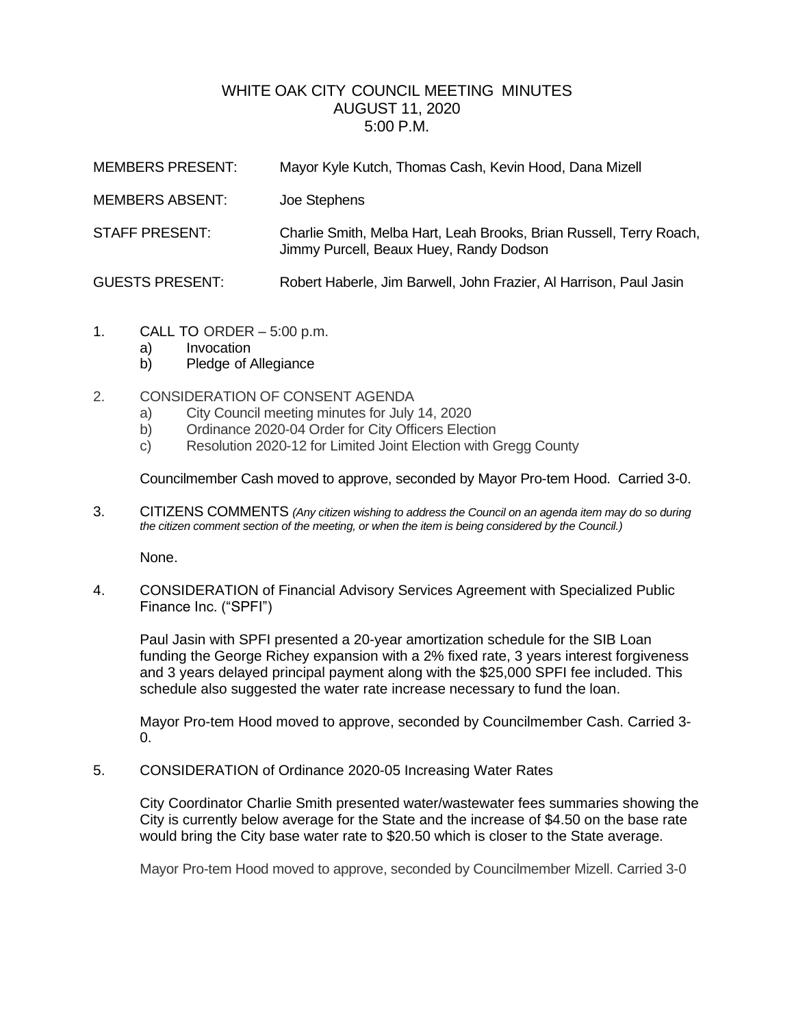# WHITE OAK CITY COUNCIL MEETING MINUTES
## AUGUST 11, 2020
## 5:00 P.M.

MEMBERS PRESENT: Mayor Kyle Kutch, Thomas Cash, Kevin Hood, Dana Mizell

MEMBERS ABSENT: Joe Stephens

STAFF PRESENT: Charlie Smith, Melba Hart, Leah Brooks, Brian Russell, Terry Roach, Jimmy Purcell, Beaux Huey, Randy Dodson

GUESTS PRESENT: Robert Haberle, Jim Barwell, John Frazier, Al Harrison, Paul Jasin

1. CALL TO ORDER – 5:00 p.m.
   a) Invocation
   b) Pledge of Allegiance

2. CONSIDERATION OF CONSENT AGENDA
   a) City Council meeting minutes for July 14, 2020
   b) Ordinance 2020-04 Order for City Officers Election
   c) Resolution 2020-12 for Limited Joint Election with Gregg County

   Councilmember Cash moved to approve, seconded by Mayor Pro-tem Hood. Carried 3-0.

3. CITIZENS COMMENTS *(Any citizen wishing to address the Council on an agenda item may do so during the citizen comment section of the meeting, or when the item is being considered by the Council.)*

   None.

4. CONSIDERATION of Financial Advisory Services Agreement with Specialized Public Finance Inc. ("SPFI")

   Paul Jasin with SPFI presented a 20-year amortization schedule for the SIB Loan funding the George Richey expansion with a 2% fixed rate, 3 years interest forgiveness and 3 years delayed principal payment along with the $25,000 SPFI fee included. This schedule also suggested the water rate increase necessary to fund the loan.

   Mayor Pro-tem Hood moved to approve, seconded by Councilmember Cash. Carried 3-0.

5. CONSIDERATION of Ordinance 2020-05 Increasing Water Rates

   City Coordinator Charlie Smith presented water/wastewater fees summaries showing the City is currently below average for the State and the increase of $4.50 on the base rate would bring the City base water rate to $20.50 which is closer to the State average.

   Mayor Pro-tem Hood moved to approve, seconded by Councilmember Mizell. Carried 3-0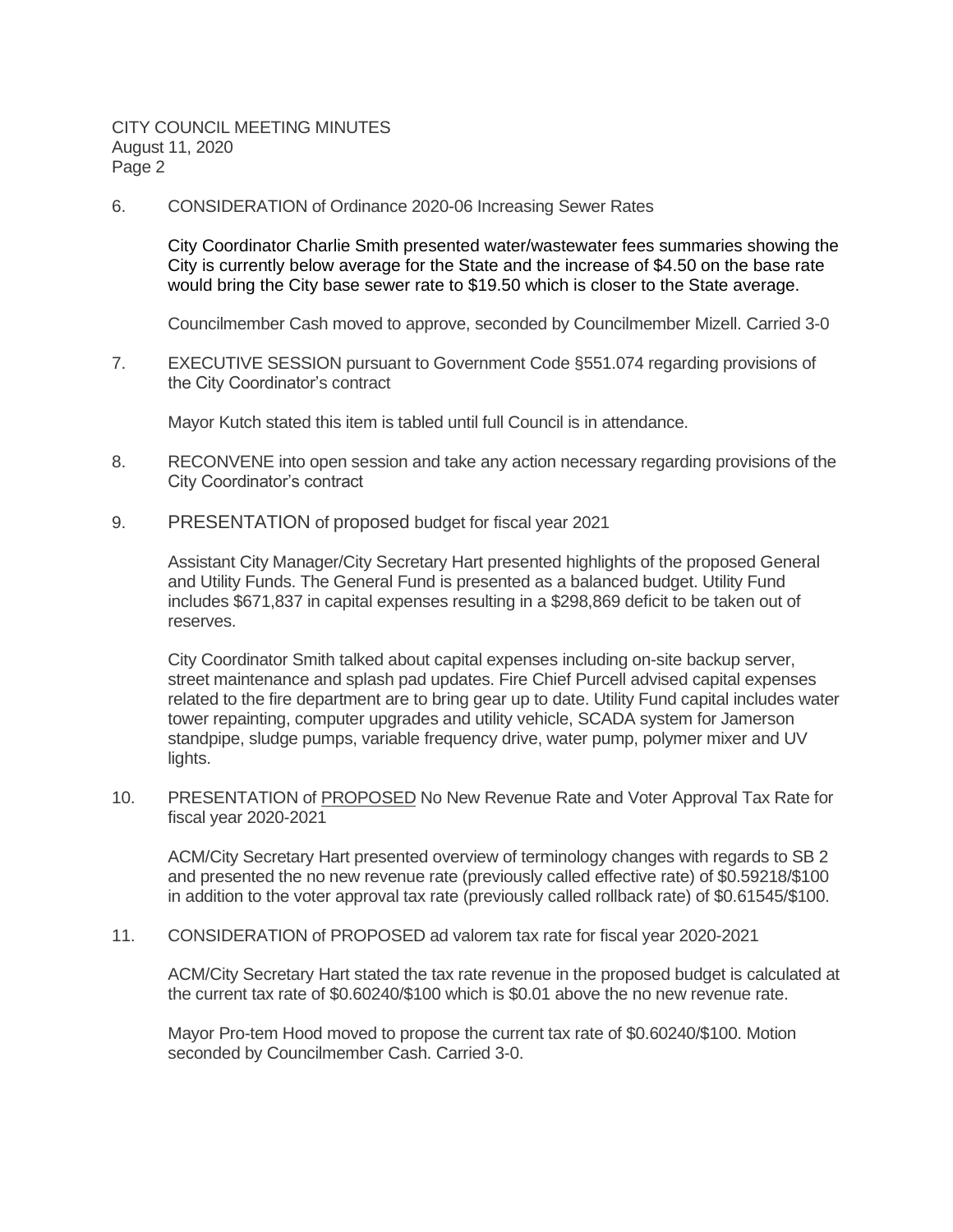6. CONSIDERATION of Ordinance 2020-06 Increasing Sewer Rates

   City Coordinator Charlie Smith presented water/wastewater fees summaries showing the City is currently below average for the State and the increase of $4.50 on the base rate would bring the City base sewer rate to $19.50 which is closer to the State average.

   Councilmember Cash moved to approve, seconded by Councilmember Mizell. Carried 3-0

7. EXECUTIVE SESSION pursuant to Government Code §551.074 regarding provisions of the City Coordinator's contract

   Mayor Kutch stated this item is tabled until full Council is in attendance.

8. RECONVENE into open session and take any action necessary regarding provisions of the City Coordinator's contract

9. PRESENTATION of proposed budget for fiscal year 2021

   Assistant City Manager/City Secretary Hart presented highlights of the proposed General and Utility Funds. The General Fund is presented as a balanced budget. Utility Fund includes $671,837 in capital expenses resulting in a $298,869 deficit to be taken out of reserves.

   City Coordinator Smith talked about capital expenses including on-site backup server, street maintenance and splash pad updates. Fire Chief Purcell advised capital expenses related to the fire department are to bring gear up to date. Utility Fund capital includes water tower repainting, computer upgrades and utility vehicle, SCADA system for Jamerson standpipe, sludge pumps, variable frequency drive, water pump, polymer mixer and UV lights.

10. PRESENTATION of <u>PROPOSED</u> No New Revenue Rate and Voter Approval Tax Rate for fiscal year 2020-2021

    ACM/City Secretary Hart presented overview of terminology changes with regards to SB 2 and presented the no new revenue rate (previously called effective rate) of $0.59218/$100 in addition to the voter approval tax rate (previously called rollback rate) of $0.61545/$100.

11. CONSIDERATION of PROPOSED ad valorem tax rate for fiscal year 2020-2021

    ACM/City Secretary Hart stated the tax rate revenue in the proposed budget is calculated at the current tax rate of $0.60240/$100 which is $0.01 above the no new revenue rate.

    Mayor Pro-tem Hood moved to propose the current tax rate of $0.60240/$100. Motion seconded by Councilmember Cash. Carried 3-0.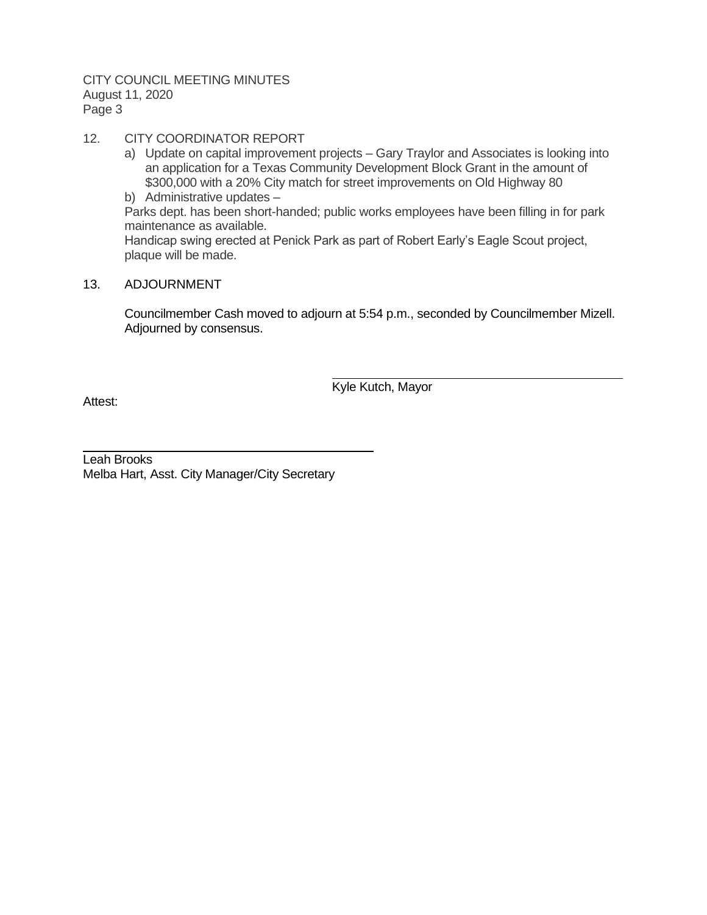12. CITY COORDINATOR REPORT
    a) Update on capital improvement projects – Gary Traylor and Associates is looking into an application for a Texas Community Development Block Grant in the amount of $300,000 with a 20% City match for street improvements on Old Highway 80
    b) Administrative updates –
    Parks dept. has been short-handed; public works employees have been filling in for park maintenance as available.
    Handicap swing erected at Penick Park as part of Robert Early's Eagle Scout project, plaque will be made.

13. ADJOURNMENT

    Councilmember Cash moved to adjourn at 5:54 p.m., seconded by Councilmember Mizell. Adjourned by consensus.

Kyle Kutch, Mayor

Attest:

Leah Brooks
Melba Hart, Asst. City Manager/City Secretary